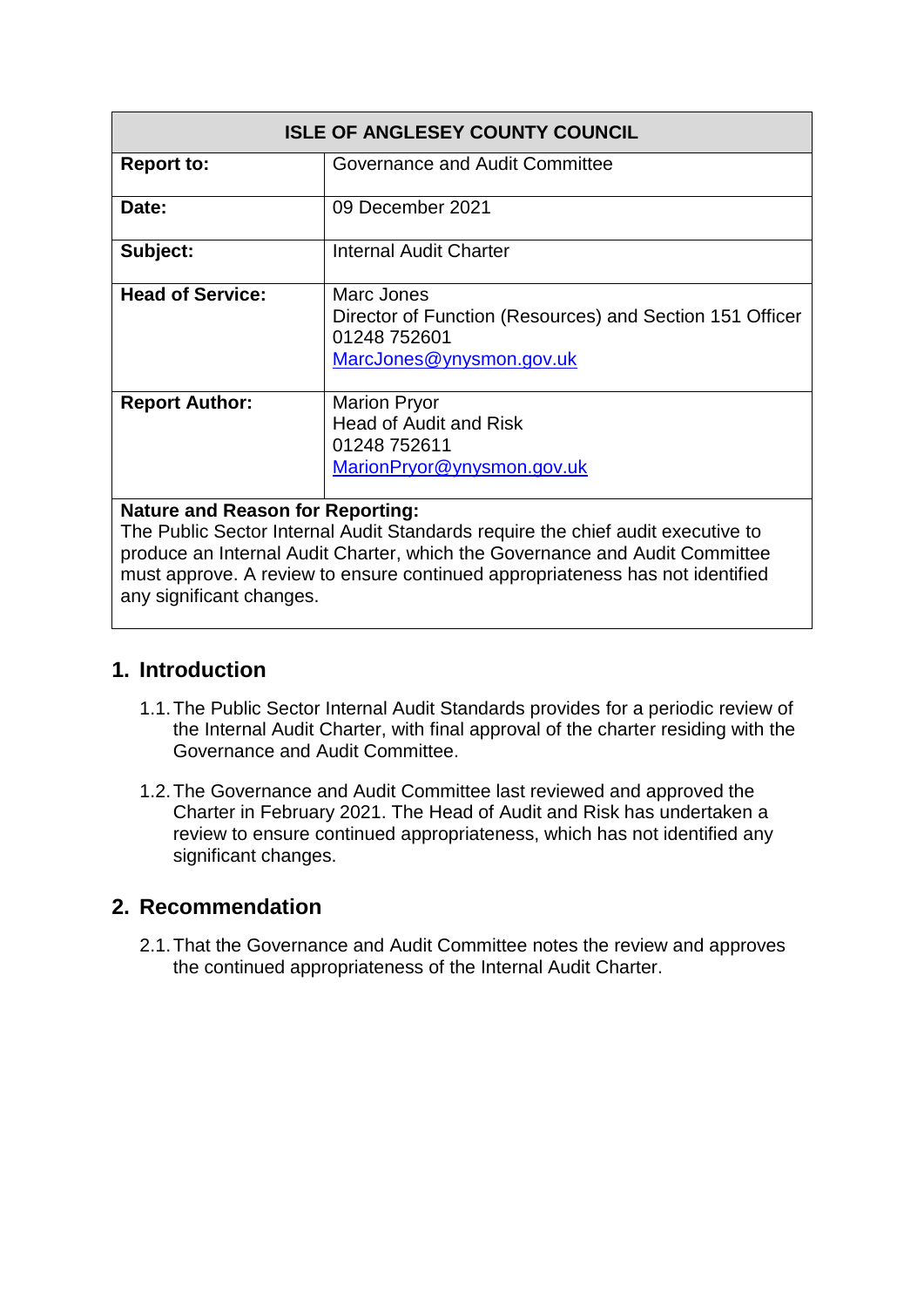| ISLE OF ANGLESEY COUNTY COUNCIL | |
|---|---|
| **Report to:** | Governance and Audit Committee |
| **Date:** | 09 December 2021 |
| **Subject:** | Internal Audit Charter |
| **Head of Service:** | Marc Jones<br>Director of Function (Resources) and Section 151 Officer<br>01248 752601<br>MarcJones@ynysmon.gov.uk |
| **Report Author:** | Marion Pryor<br>Head of Audit and Risk<br>01248 752611<br>MarionPryor@ynysmon.gov.uk |
| **Nature and Reason for Reporting:**<br>The Public Sector Internal Audit Standards require the chief audit executive to produce an Internal Audit Charter, which the Governance and Audit Committee must approve. A review to ensure continued appropriateness has not identified any significant changes. | |

## 1. Introduction

1.1. The Public Sector Internal Audit Standards provides for a periodic review of the Internal Audit Charter, with final approval of the charter residing with the Governance and Audit Committee.

1.2. The Governance and Audit Committee last reviewed and approved the Charter in February 2021. The Head of Audit and Risk has undertaken a review to ensure continued appropriateness, which has not identified any significant changes.

## 2. Recommendation

2.1. That the Governance and Audit Committee notes the review and approves the continued appropriateness of the Internal Audit Charter.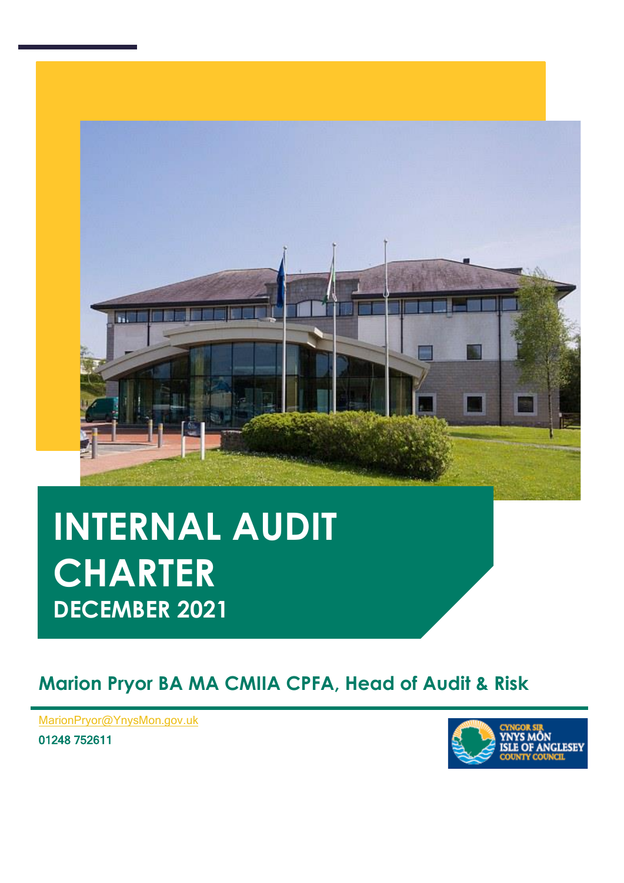# INTERNAL AUDIT CHARTER

## DECEMBER 2021

## Marion Pryor BA MA CMIIA CPFA, Head of Audit & Risk

MarionPryor@YnysMon.gov.uk

01248 752611

CYNGOR SIR YNYS MÔN ISLE OF ANGLESEY COUNTY COUNCIL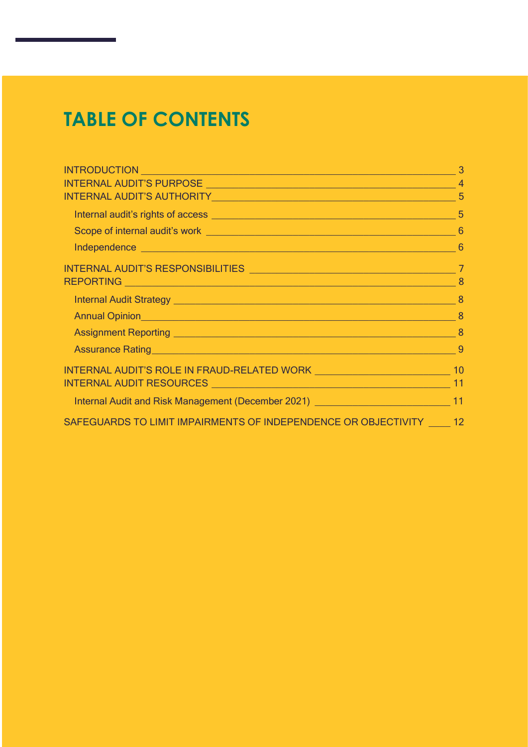# TABLE OF CONTENTS

INTRODUCTION ____________________________________________ 3
INTERNAL AUDIT'S PURPOSE ________________________________ 4
INTERNAL AUDIT'S AUTHORITY_______________________________ 5

- Internal audit's rights of access ______________________ 5
- Scope of internal audit's work _______________________ 6
- Independence ________________________________________ 6

INTERNAL AUDIT'S RESPONSIBILITIES ________________________ 7
REPORTING _______________________________________________ 8

- Internal Audit Strategy ______________________________ 8
- Annual Opinion_______________________________________ 8
- Assignment Reporting _________________________________ 8
- Assurance Rating_____________________________________ 9

INTERNAL AUDIT'S ROLE IN FRAUD-RELATED WORK ______________ 10
INTERNAL AUDIT RESOURCES ________________________________ 11

- Internal Audit and Risk Management (December 2021) _______ 11

SAFEGUARDS TO LIMIT IMPAIRMENTS OF INDEPENDENCE OR OBJECTIVITY ____ 12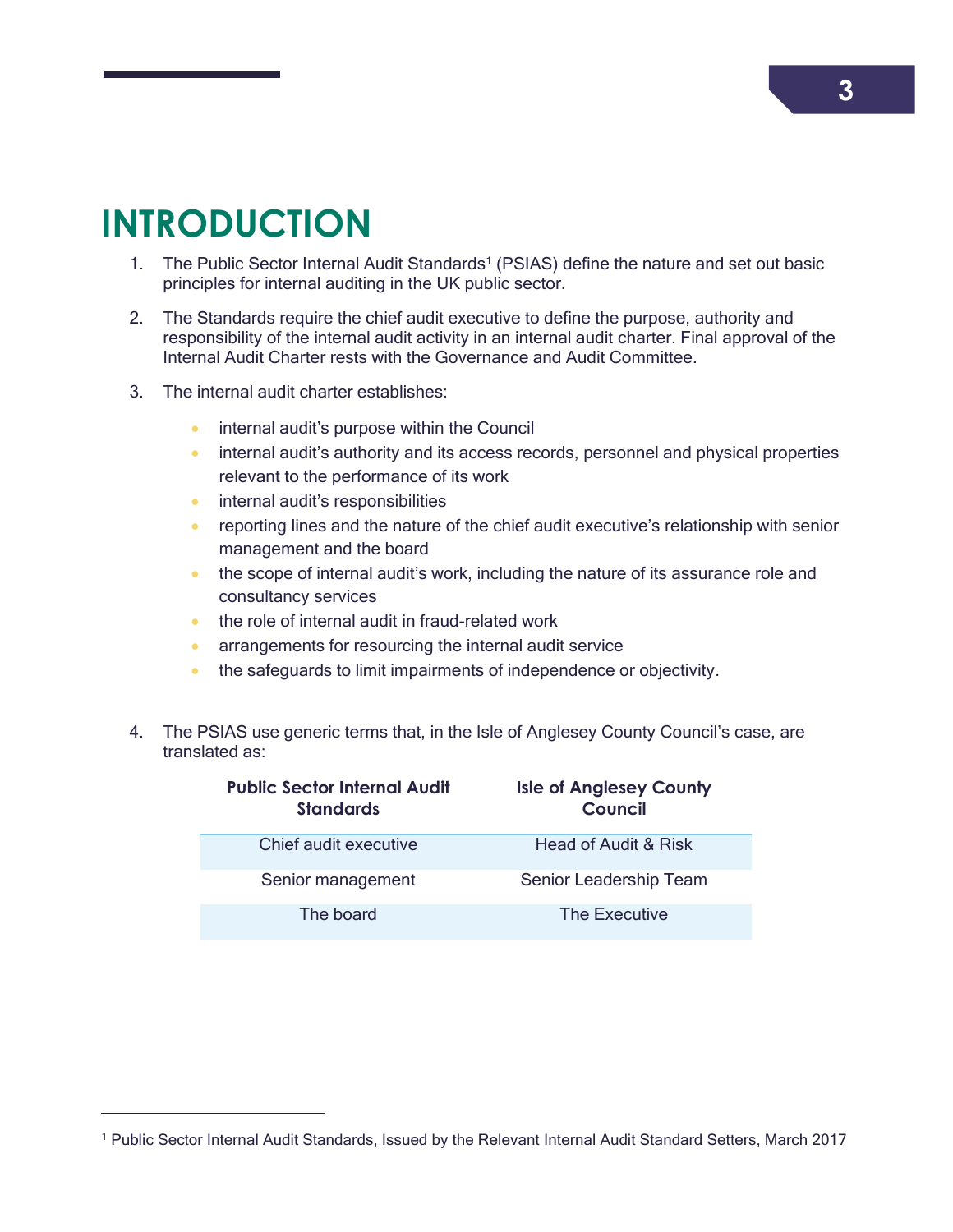# INTRODUCTION

1. The Public Sector Internal Audit Standards[1] (PSIAS) define the nature and set out basic principles for internal auditing in the UK public sector.

2. The Standards require the chief audit executive to define the purpose, authority and responsibility of the internal audit activity in an internal audit charter. Final approval of the Internal Audit Charter rests with the Governance and Audit Committee.

3. The internal audit charter establishes:

   - internal audit's purpose within the Council
   - internal audit's authority and its access records, personnel and physical properties relevant to the performance of its work
   - internal audit's responsibilities
   - reporting lines and the nature of the chief audit executive's relationship with senior management and the board
   - the scope of internal audit's work, including the nature of its assurance role and consultancy services
   - the role of internal audit in fraud-related work
   - arrangements for resourcing the internal audit service
   - the safeguards to limit impairments of independence or objectivity.

4. The PSIAS use generic terms that, in the Isle of Anglesey County Council's case, are translated as:

| Public Sector Internal Audit Standards | Isle of Anglesey County Council |
|---|---|
| Chief audit executive | Head of Audit & Risk |
| Senior management | Senior Leadership Team |
| The board | The Executive |

[1] Public Sector Internal Audit Standards, Issued by the Relevant Internal Audit Standard Setters, March 2017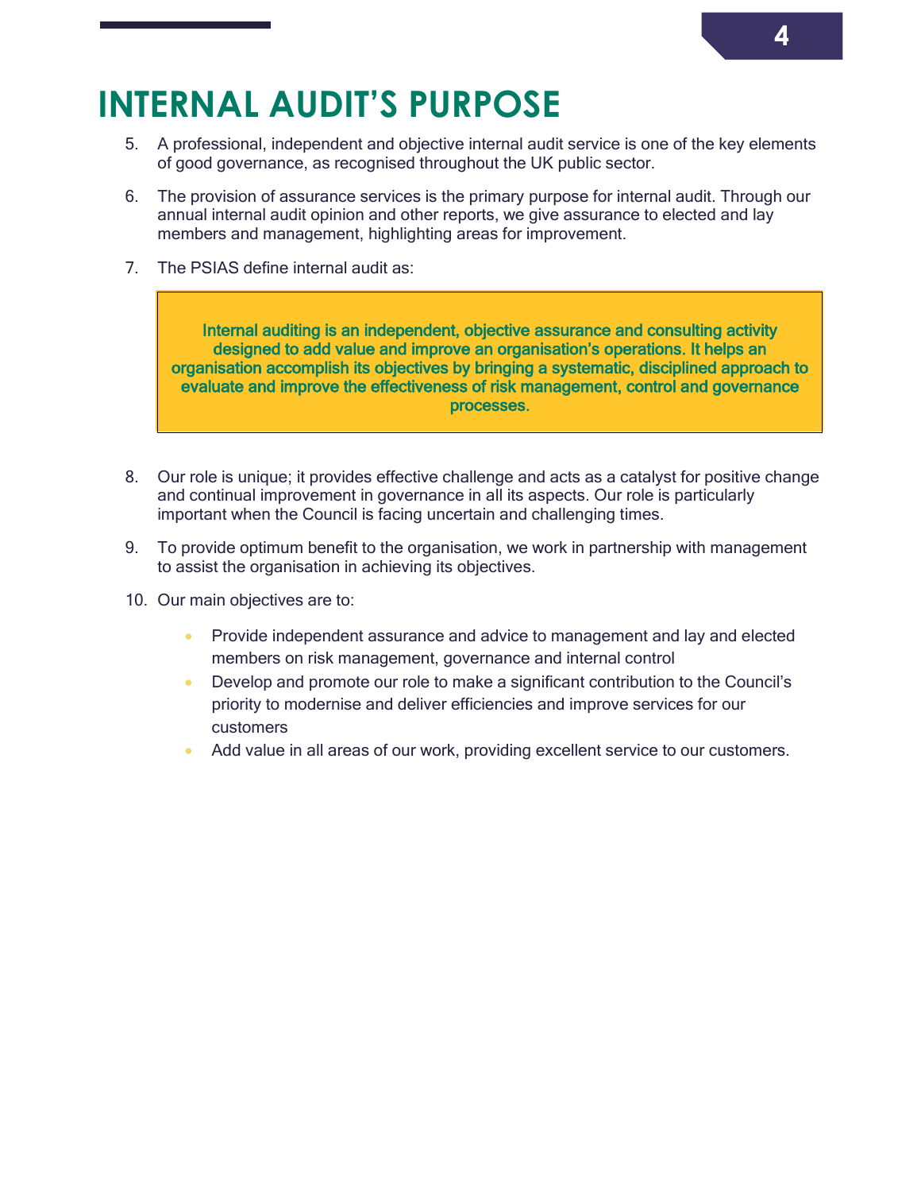# INTERNAL AUDIT'S PURPOSE

5. A professional, independent and objective internal audit service is one of the key elements of good governance, as recognised throughout the UK public sector.

6. The provision of assurance services is the primary purpose for internal audit. Through our annual internal audit opinion and other reports, we give assurance to elected and lay members and management, highlighting areas for improvement.

7. The PSIAS define internal audit as:

> **Internal auditing is an independent, objective assurance and consulting activity designed to add value and improve an organisation's operations. It helps an organisation accomplish its objectives by bringing a systematic, disciplined approach to evaluate and improve the effectiveness of risk management, control and governance processes.**

8. Our role is unique; it provides effective challenge and acts as a catalyst for positive change and continual improvement in governance in all its aspects. Our role is particularly important when the Council is facing uncertain and challenging times.

9. To provide optimum benefit to the organisation, we work in partnership with management to assist the organisation in achieving its objectives.

10. Our main objectives are to:

    - Provide independent assurance and advice to management and lay and elected members on risk management, governance and internal control
    - Develop and promote our role to make a significant contribution to the Council's priority to modernise and deliver efficiencies and improve services for our customers
    - Add value in all areas of our work, providing excellent service to our customers.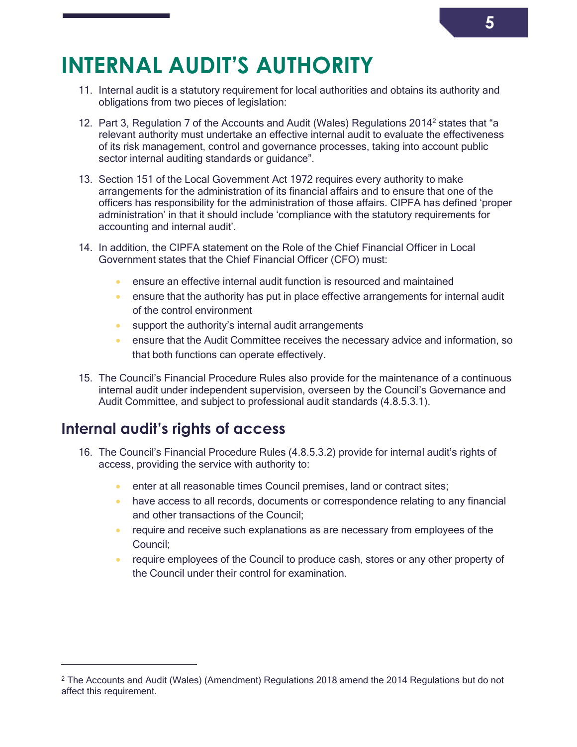# INTERNAL AUDIT'S AUTHORITY

11. Internal audit is a statutory requirement for local authorities and obtains its authority and obligations from two pieces of legislation:

12. Part 3, Regulation 7 of the Accounts and Audit (Wales) Regulations 2014[2] states that "a relevant authority must undertake an effective internal audit to evaluate the effectiveness of its risk management, control and governance processes, taking into account public sector internal auditing standards or guidance".

13. Section 151 of the Local Government Act 1972 requires every authority to make arrangements for the administration of its financial affairs and to ensure that one of the officers has responsibility for the administration of those affairs. CIPFA has defined 'proper administration' in that it should include 'compliance with the statutory requirements for accounting and internal audit'.

14. In addition, the CIPFA statement on the Role of the Chief Financial Officer in Local Government states that the Chief Financial Officer (CFO) must:

    - ensure an effective internal audit function is resourced and maintained
    - ensure that the authority has put in place effective arrangements for internal audit of the control environment
    - support the authority's internal audit arrangements
    - ensure that the Audit Committee receives the necessary advice and information, so that both functions can operate effectively.

15. The Council's Financial Procedure Rules also provide for the maintenance of a continuous internal audit under independent supervision, overseen by the Council's Governance and Audit Committee, and subject to professional audit standards (4.8.5.3.1).

## Internal audit's rights of access

16. The Council's Financial Procedure Rules (4.8.5.3.2) provide for internal audit's rights of access, providing the service with authority to:

    - enter at all reasonable times Council premises, land or contract sites;
    - have access to all records, documents or correspondence relating to any financial and other transactions of the Council;
    - require and receive such explanations as are necessary from employees of the Council;
    - require employees of the Council to produce cash, stores or any other property of the Council under their control for examination.

[2] The Accounts and Audit (Wales) (Amendment) Regulations 2018 amend the 2014 Regulations but do not affect this requirement.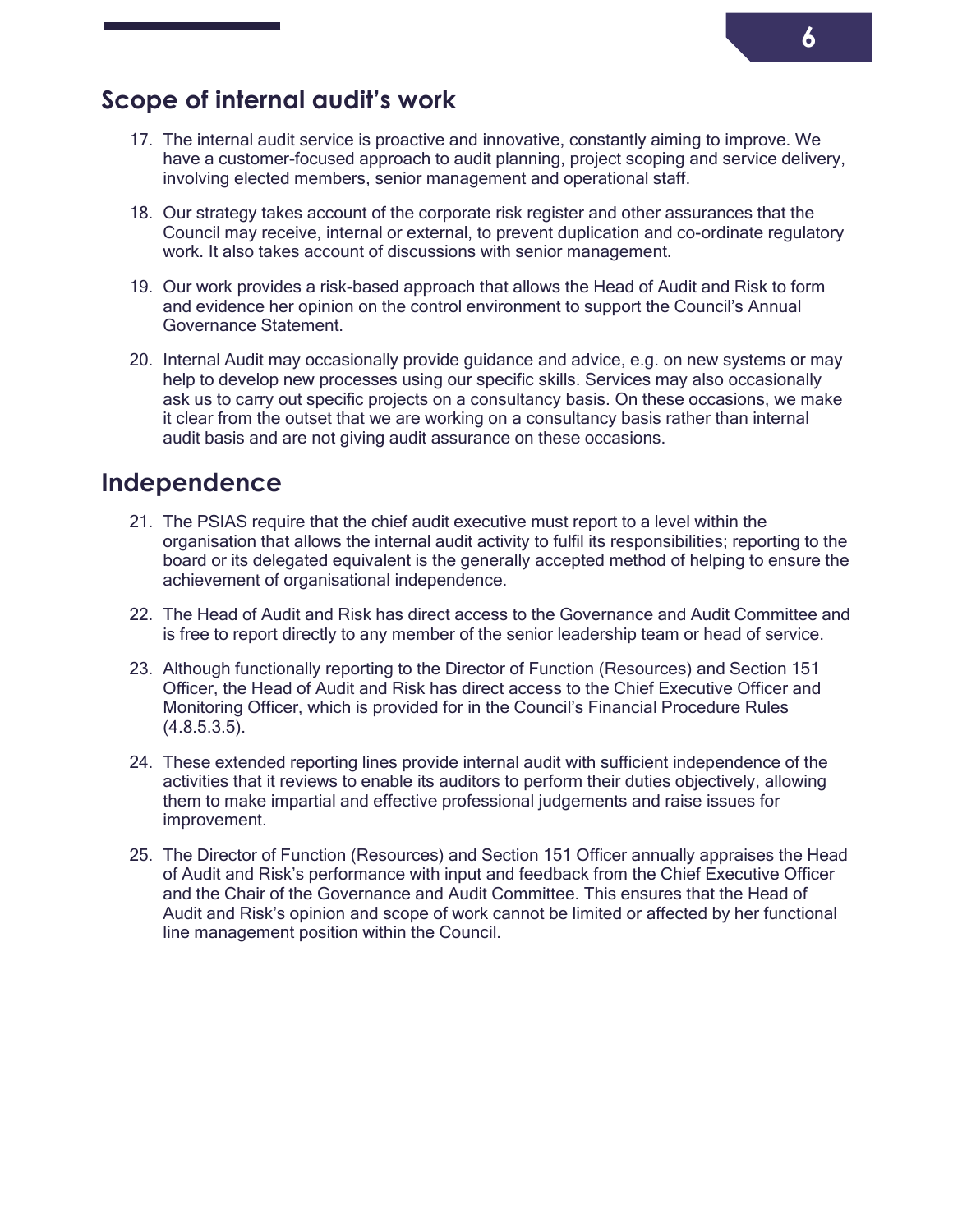## Scope of internal audit's work

17. The internal audit service is proactive and innovative, constantly aiming to improve. We have a customer-focused approach to audit planning, project scoping and service delivery, involving elected members, senior management and operational staff.

18. Our strategy takes account of the corporate risk register and other assurances that the Council may receive, internal or external, to prevent duplication and co-ordinate regulatory work. It also takes account of discussions with senior management.

19. Our work provides a risk-based approach that allows the Head of Audit and Risk to form and evidence her opinion on the control environment to support the Council's Annual Governance Statement.

20. Internal Audit may occasionally provide guidance and advice, e.g. on new systems or may help to develop new processes using our specific skills. Services may also occasionally ask us to carry out specific projects on a consultancy basis. On these occasions, we make it clear from the outset that we are working on a consultancy basis rather than internal audit basis and are not giving audit assurance on these occasions.

## Independence

21. The PSIAS require that the chief audit executive must report to a level within the organisation that allows the internal audit activity to fulfil its responsibilities; reporting to the board or its delegated equivalent is the generally accepted method of helping to ensure the achievement of organisational independence.

22. The Head of Audit and Risk has direct access to the Governance and Audit Committee and is free to report directly to any member of the senior leadership team or head of service.

23. Although functionally reporting to the Director of Function (Resources) and Section 151 Officer, the Head of Audit and Risk has direct access to the Chief Executive Officer and Monitoring Officer, which is provided for in the Council's Financial Procedure Rules (4.8.5.3.5).

24. These extended reporting lines provide internal audit with sufficient independence of the activities that it reviews to enable its auditors to perform their duties objectively, allowing them to make impartial and effective professional judgements and raise issues for improvement.

25. The Director of Function (Resources) and Section 151 Officer annually appraises the Head of Audit and Risk's performance with input and feedback from the Chief Executive Officer and the Chair of the Governance and Audit Committee. This ensures that the Head of Audit and Risk's opinion and scope of work cannot be limited or affected by her functional line management position within the Council.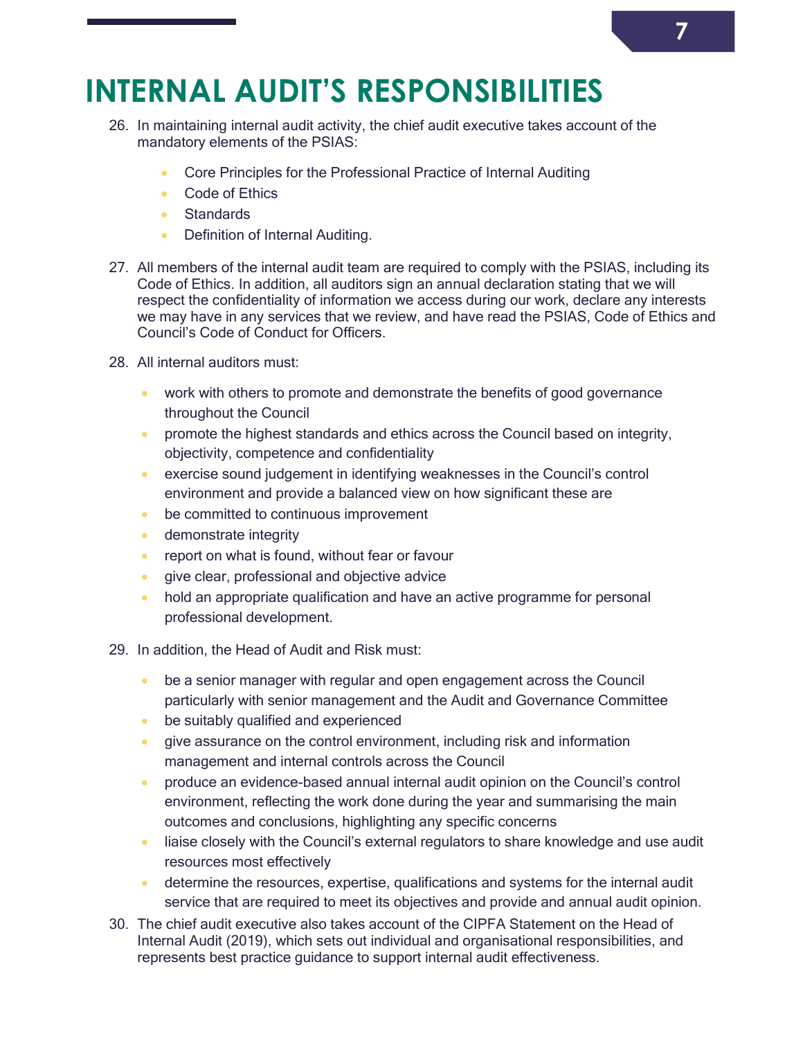# INTERNAL AUDIT'S RESPONSIBILITIES

26. In maintaining internal audit activity, the chief audit executive takes account of the mandatory elements of the PSIAS:

    - Core Principles for the Professional Practice of Internal Auditing
    - Code of Ethics
    - Standards
    - Definition of Internal Auditing.

27. All members of the internal audit team are required to comply with the PSIAS, including its Code of Ethics. In addition, all auditors sign an annual declaration stating that we will respect the confidentiality of information we access during our work, declare any interests we may have in any services that we review, and have read the PSIAS, Code of Ethics and Council's Code of Conduct for Officers.

28. All internal auditors must:

    - work with others to promote and demonstrate the benefits of good governance throughout the Council
    - promote the highest standards and ethics across the Council based on integrity, objectivity, competence and confidentiality
    - exercise sound judgement in identifying weaknesses in the Council's control environment and provide a balanced view on how significant these are
    - be committed to continuous improvement
    - demonstrate integrity
    - report on what is found, without fear or favour
    - give clear, professional and objective advice
    - hold an appropriate qualification and have an active programme for personal professional development.

29. In addition, the Head of Audit and Risk must:

    - be a senior manager with regular and open engagement across the Council particularly with senior management and the Audit and Governance Committee
    - be suitably qualified and experienced
    - give assurance on the control environment, including risk and information management and internal controls across the Council
    - produce an evidence-based annual internal audit opinion on the Council's control environment, reflecting the work done during the year and summarising the main outcomes and conclusions, highlighting any specific concerns
    - liaise closely with the Council's external regulators to share knowledge and use audit resources most effectively
    - determine the resources, expertise, qualifications and systems for the internal audit service that are required to meet its objectives and provide and annual audit opinion.

30. The chief audit executive also takes account of the CIPFA Statement on the Head of Internal Audit (2019), which sets out individual and organisational responsibilities, and represents best practice guidance to support internal audit effectiveness.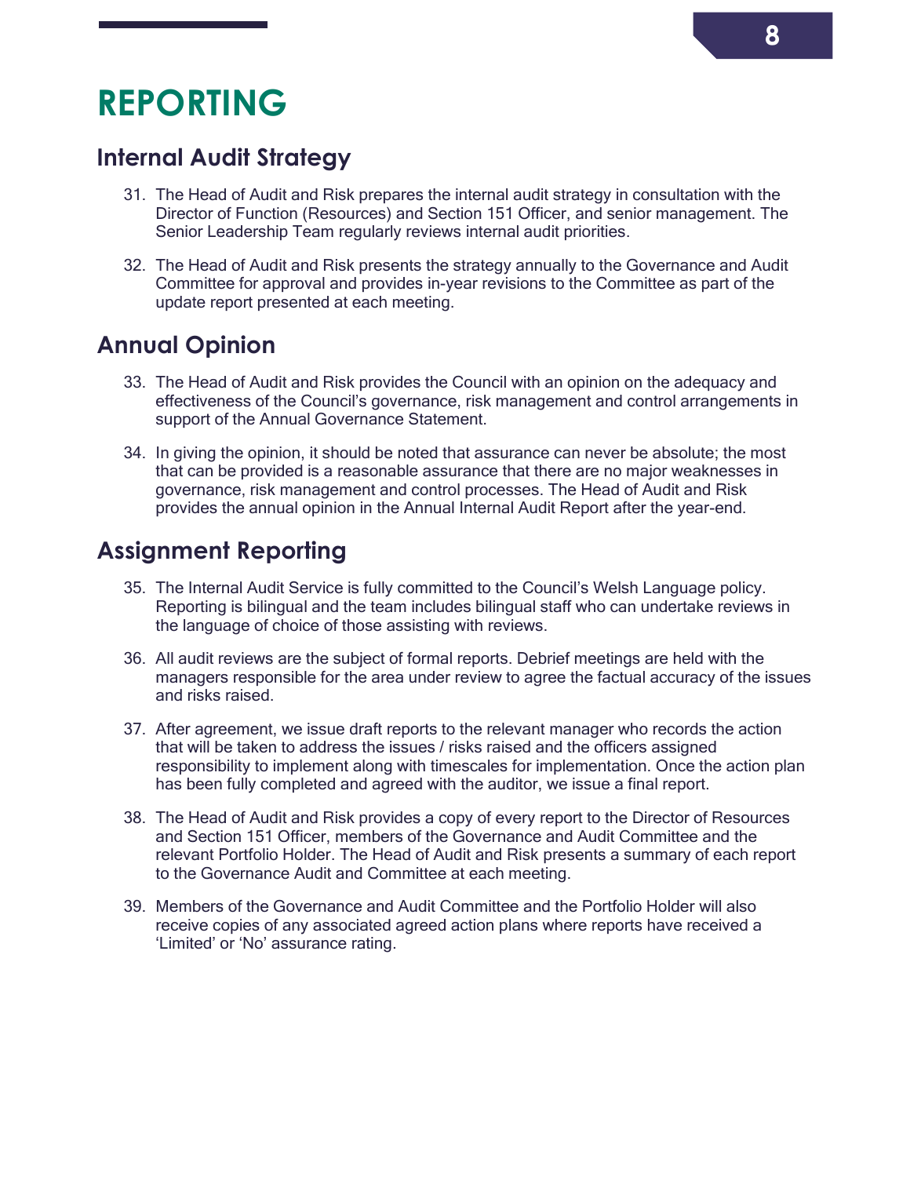# REPORTING

## Internal Audit Strategy

31. The Head of Audit and Risk prepares the internal audit strategy in consultation with the Director of Function (Resources) and Section 151 Officer, and senior management. The Senior Leadership Team regularly reviews internal audit priorities.

32. The Head of Audit and Risk presents the strategy annually to the Governance and Audit Committee for approval and provides in-year revisions to the Committee as part of the update report presented at each meeting.

## Annual Opinion

33. The Head of Audit and Risk provides the Council with an opinion on the adequacy and effectiveness of the Council's governance, risk management and control arrangements in support of the Annual Governance Statement.

34. In giving the opinion, it should be noted that assurance can never be absolute; the most that can be provided is a reasonable assurance that there are no major weaknesses in governance, risk management and control processes. The Head of Audit and Risk provides the annual opinion in the Annual Internal Audit Report after the year-end.

## Assignment Reporting

35. The Internal Audit Service is fully committed to the Council's Welsh Language policy. Reporting is bilingual and the team includes bilingual staff who can undertake reviews in the language of choice of those assisting with reviews.

36. All audit reviews are the subject of formal reports. Debrief meetings are held with the managers responsible for the area under review to agree the factual accuracy of the issues and risks raised.

37. After agreement, we issue draft reports to the relevant manager who records the action that will be taken to address the issues / risks raised and the officers assigned responsibility to implement along with timescales for implementation. Once the action plan has been fully completed and agreed with the auditor, we issue a final report.

38. The Head of Audit and Risk provides a copy of every report to the Director of Resources and Section 151 Officer, members of the Governance and Audit Committee and the relevant Portfolio Holder. The Head of Audit and Risk presents a summary of each report to the Governance Audit and Committee at each meeting.

39. Members of the Governance and Audit Committee and the Portfolio Holder will also receive copies of any associated agreed action plans where reports have received a 'Limited' or 'No' assurance rating.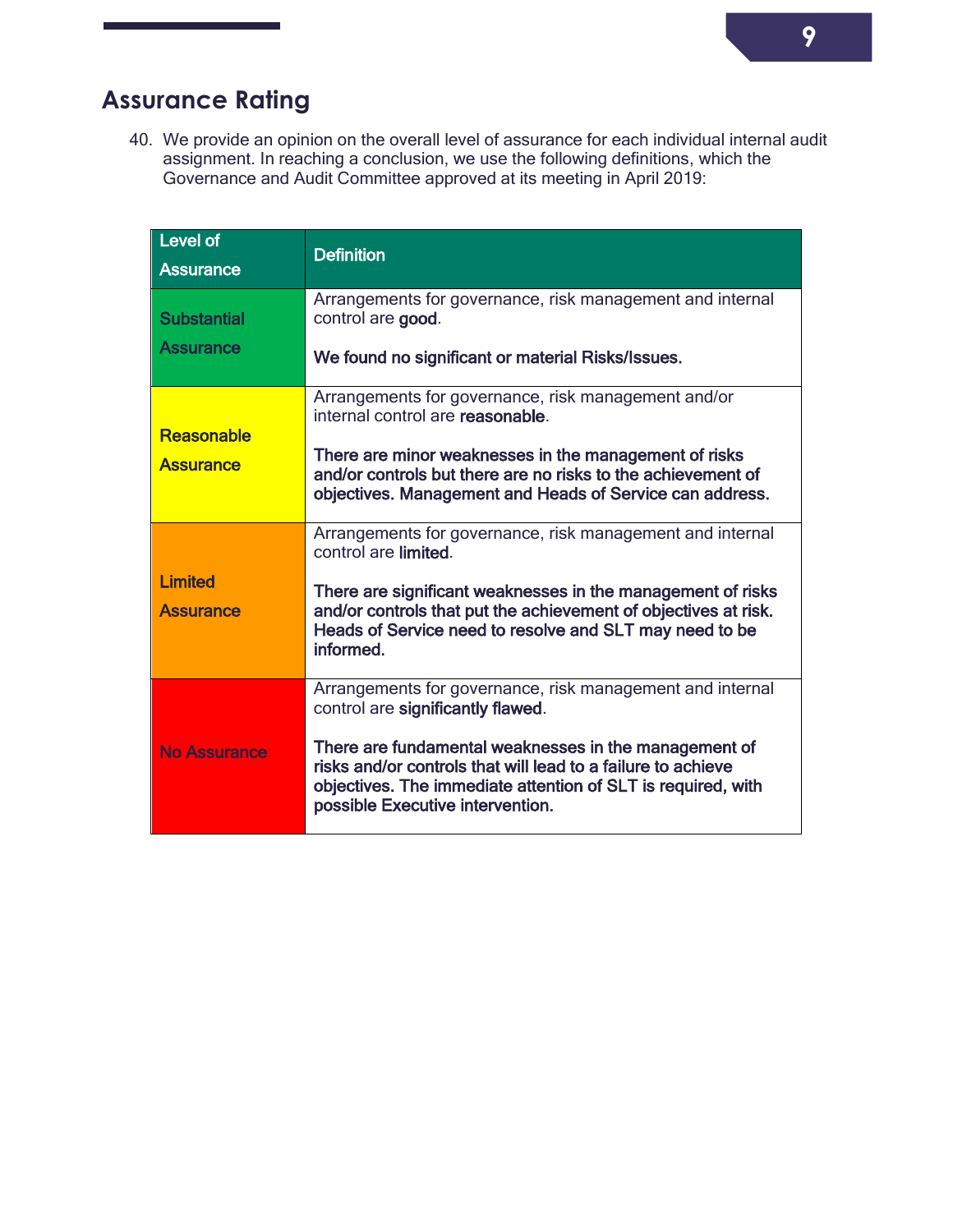## Assurance Rating

40. We provide an opinion on the overall level of assurance for each individual internal audit assignment. In reaching a conclusion, we use the following definitions, which the Governance and Audit Committee approved at its meeting in April 2019:

| Level of Assurance | Definition |
|---|---|
| Substantial Assurance | Arrangements for governance, risk management and internal control are **good**.<br><br>**We found no significant or material Risks/Issues.** |
| Reasonable Assurance | Arrangements for governance, risk management and/or internal control are **reasonable**.<br><br>**There are minor weaknesses in the management of risks and/or controls but there are no risks to the achievement of objectives. Management and Heads of Service can address.** |
| Limited Assurance | Arrangements for governance, risk management and internal control are **limited**.<br><br>**There are significant weaknesses in the management of risks and/or controls that put the achievement of objectives at risk. Heads of Service need to resolve and SLT may need to be informed.** |
| No Assurance | Arrangements for governance, risk management and internal control are **significantly flawed**.<br><br>**There are fundamental weaknesses in the management of risks and/or controls that will lead to a failure to achieve objectives. The immediate attention of SLT is required, with possible Executive intervention.** |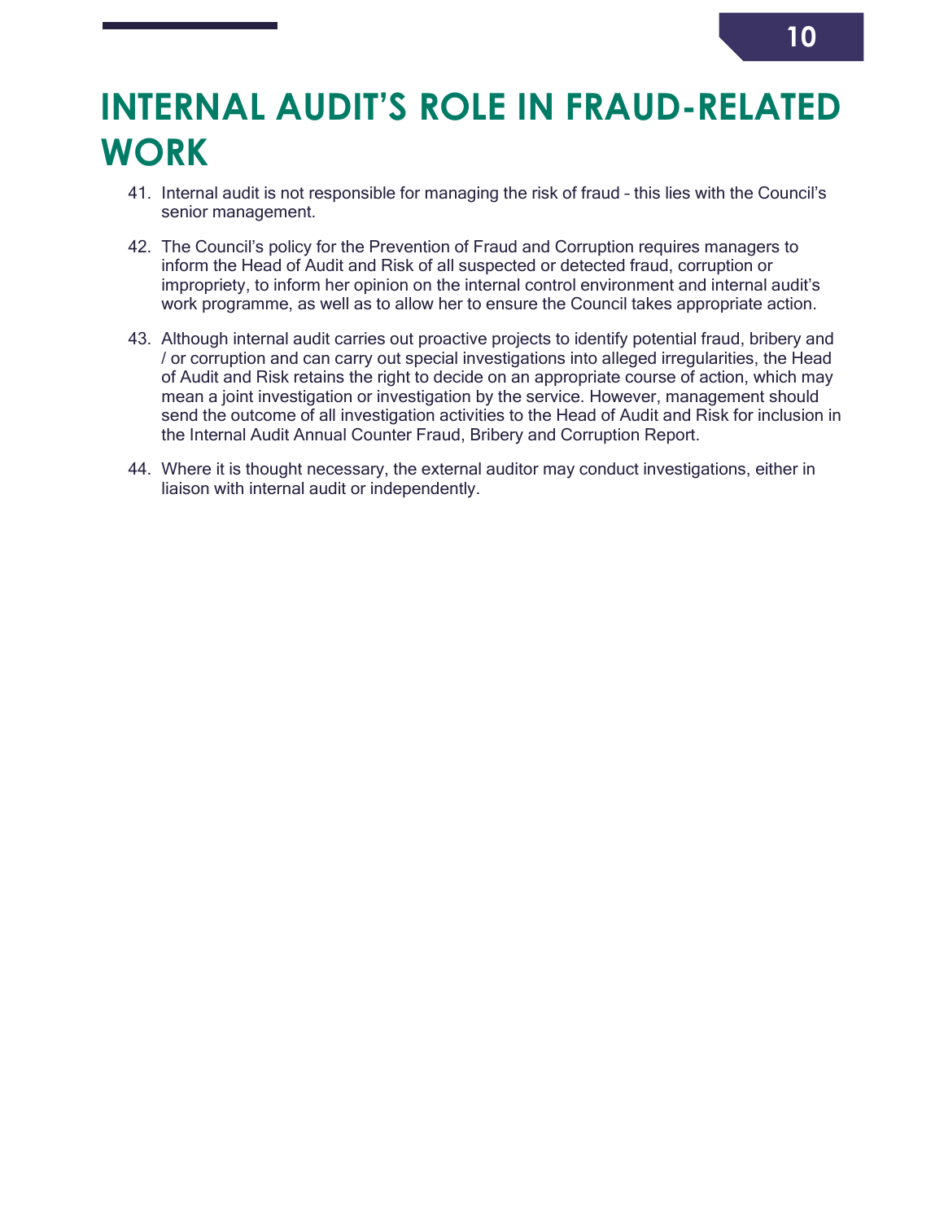# INTERNAL AUDIT'S ROLE IN FRAUD-RELATED WORK

41. Internal audit is not responsible for managing the risk of fraud – this lies with the Council's senior management.

42. The Council's policy for the Prevention of Fraud and Corruption requires managers to inform the Head of Audit and Risk of all suspected or detected fraud, corruption or impropriety, to inform her opinion on the internal control environment and internal audit's work programme, as well as to allow her to ensure the Council takes appropriate action.

43. Although internal audit carries out proactive projects to identify potential fraud, bribery and / or corruption and can carry out special investigations into alleged irregularities, the Head of Audit and Risk retains the right to decide on an appropriate course of action, which may mean a joint investigation or investigation by the service. However, management should send the outcome of all investigation activities to the Head of Audit and Risk for inclusion in the Internal Audit Annual Counter Fraud, Bribery and Corruption Report.

44. Where it is thought necessary, the external auditor may conduct investigations, either in liaison with internal audit or independently.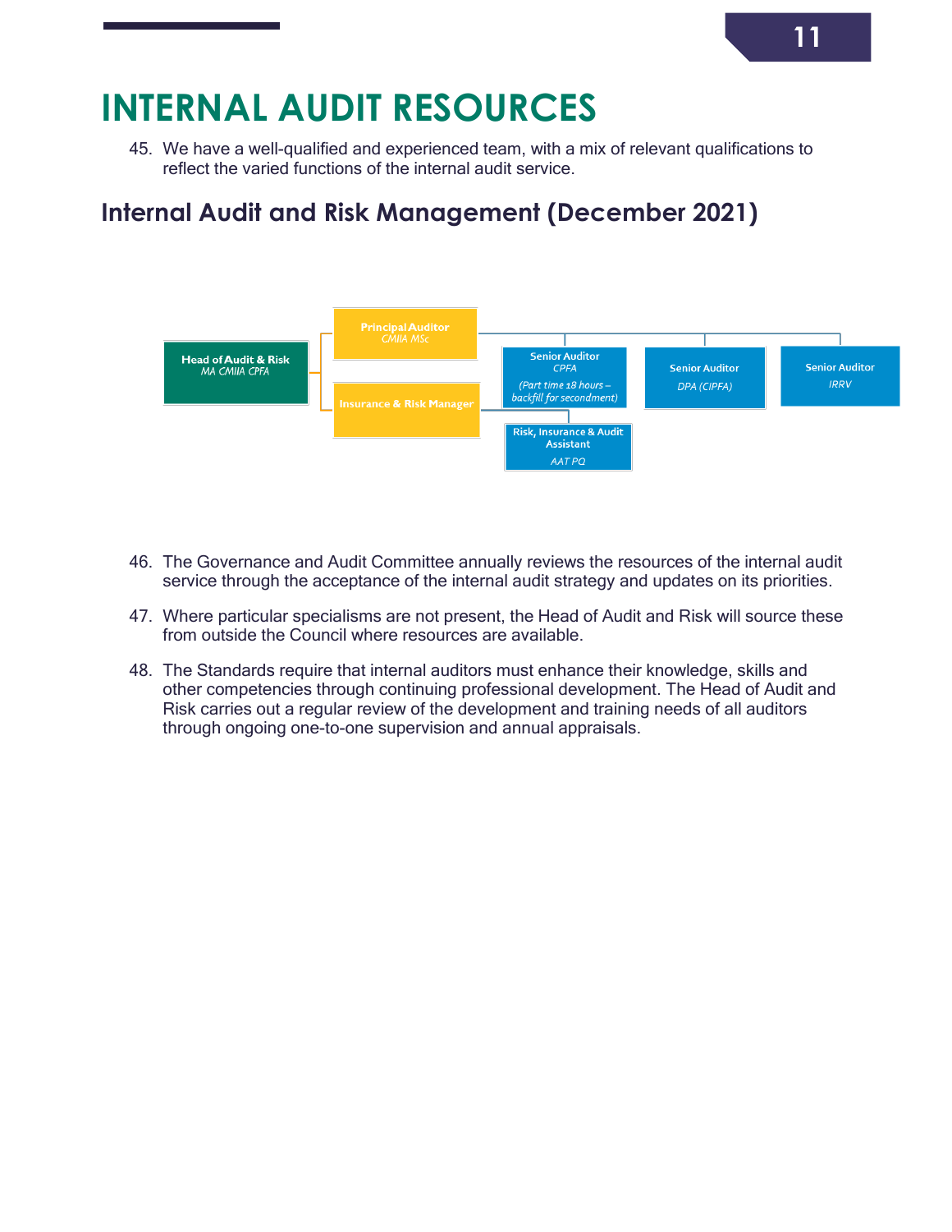# INTERNAL AUDIT RESOURCES

45. We have a well-qualified and experienced team, with a mix of relevant qualifications to reflect the varied functions of the internal audit service.

## Internal Audit and Risk Management (December 2021)

- **Head of Audit & Risk** – *MA CMIIA CPFA*
  - **Principal Auditor** – *CMIIA MSc*
    - **Senior Auditor** – *CPFA* *(Part time 18 hours – backfill for secondment)*
    - **Senior Auditor** – *DPA (CIPFA)*
    - **Senior Auditor** – *IRRV*
  - **Insurance & Risk Manager**
    - **Risk, Insurance & Audit Assistant** – *AAT PQ*

46. The Governance and Audit Committee annually reviews the resources of the internal audit service through the acceptance of the internal audit strategy and updates on its priorities.

47. Where particular specialisms are not present, the Head of Audit and Risk will source these from outside the Council where resources are available.

48. The Standards require that internal auditors must enhance their knowledge, skills and other competencies through continuing professional development. The Head of Audit and Risk carries out a regular review of the development and training needs of all auditors through ongoing one-to-one supervision and annual appraisals.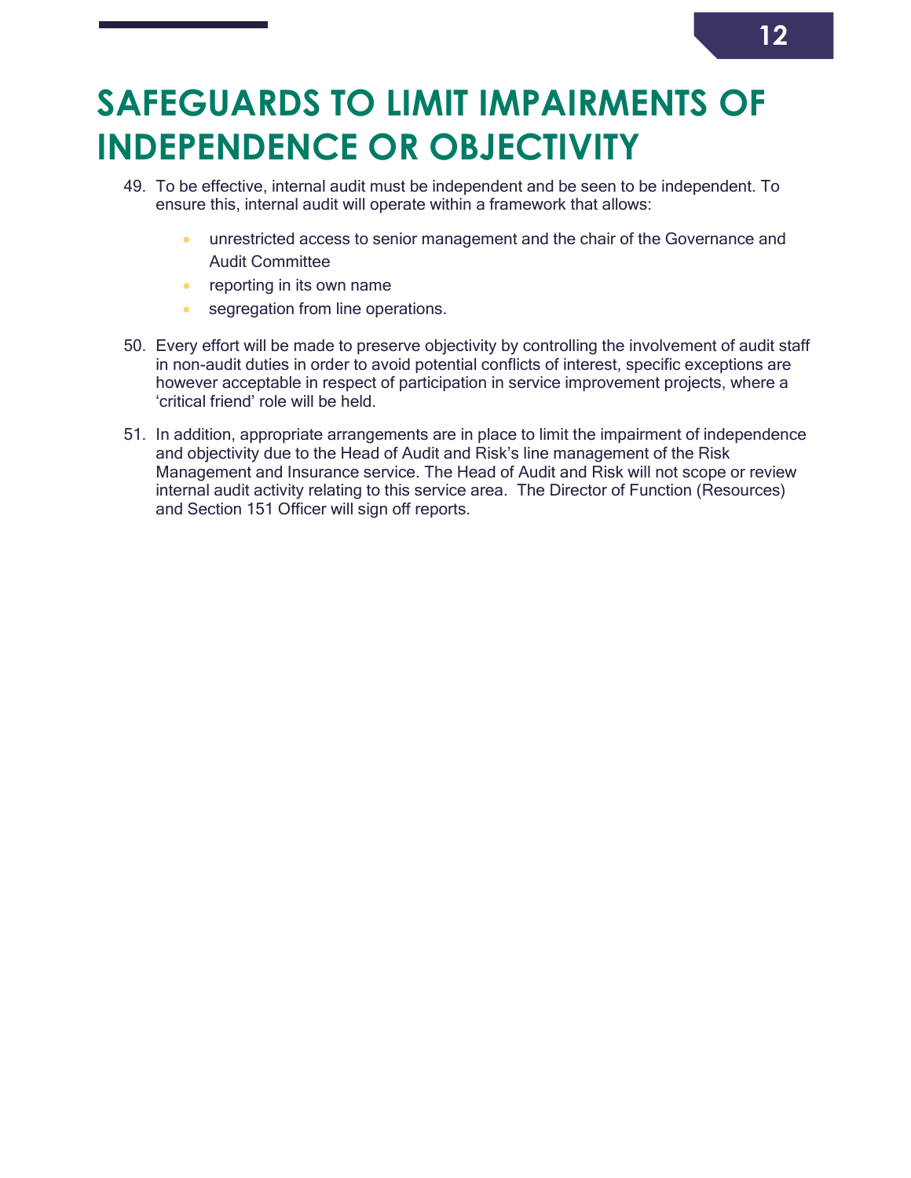# SAFEGUARDS TO LIMIT IMPAIRMENTS OF INDEPENDENCE OR OBJECTIVITY

49. To be effective, internal audit must be independent and be seen to be independent. To ensure this, internal audit will operate within a framework that allows:

    - unrestricted access to senior management and the chair of the Governance and Audit Committee
    - reporting in its own name
    - segregation from line operations.

50. Every effort will be made to preserve objectivity by controlling the involvement of audit staff in non-audit duties in order to avoid potential conflicts of interest, specific exceptions are however acceptable in respect of participation in service improvement projects, where a 'critical friend' role will be held.

51. In addition, appropriate arrangements are in place to limit the impairment of independence and objectivity due to the Head of Audit and Risk's line management of the Risk Management and Insurance service. The Head of Audit and Risk will not scope or review internal audit activity relating to this service area. The Director of Function (Resources) and Section 151 Officer will sign off reports.